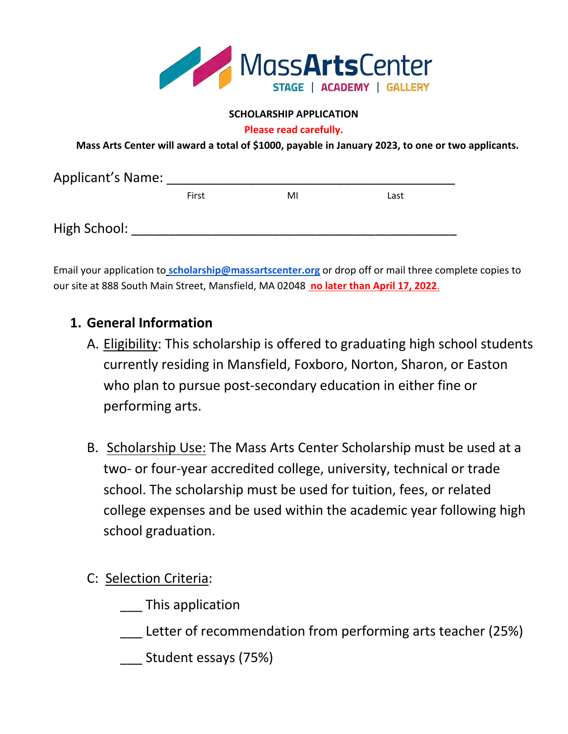MassArtsCenter

STAGE | ACADEMY | GALLERY

**SCHOLARSHIP APPLICATION**

**Please read carefully.**

**Mass Arts Center will award a total of $1000, payable in January 2023, to one or two applicants.**

Applicant's Name: ______________________________________
First MI Last

High School: ___________________________________________

Email your application to **scholarship@massartscenter.org** or drop off or mail three complete copies to our site at 888 South Main Street, Mansfield, MA 02048 **no later than April 17, 2022.**

## 1. General Information

A. Eligibility: This scholarship is offered to graduating high school students currently residing in Mansfield, Foxboro, Norton, Sharon, or Easton who plan to pursue post-secondary education in either fine or performing arts.

B. Scholarship Use: The Mass Arts Center Scholarship must be used at a two- or four-year accredited college, university, technical or trade school. The scholarship must be used for tuition, fees, or related college expenses and be used within the academic year following high school graduation.

C: Selection Criteria:

___ This application

___ Letter of recommendation from performing arts teacher (25%)

___ Student essays (75%)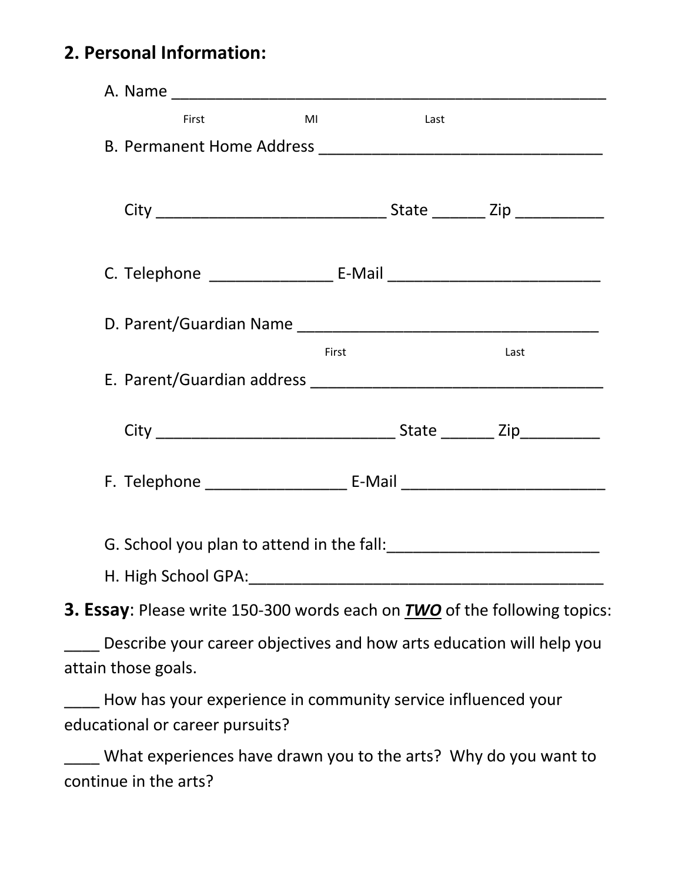## 2. Personal Information:

A. Name ___________________________________________________

First MI Last

B. Permanent Home Address __________________________________

City ___________________________ State ______ Zip __________

C. Telephone ______________ E-Mail _________________________

D. Parent/Guardian Name ____________________________________

First Last

E. Parent/Guardian address ___________________________________

City ____________________________ State ______ Zip_________

F. Telephone ________________ E-Mail ________________________

G. School you plan to attend in the fall:_________________________

H. High School GPA:__________________________________________

**3. Essay**: Please write 150-300 words each on ***TWO*** of the following topics:

____ Describe your career objectives and how arts education will help you attain those goals.

____ How has your experience in community service influenced your educational or career pursuits?

____ What experiences have drawn you to the arts? Why do you want to continue in the arts?